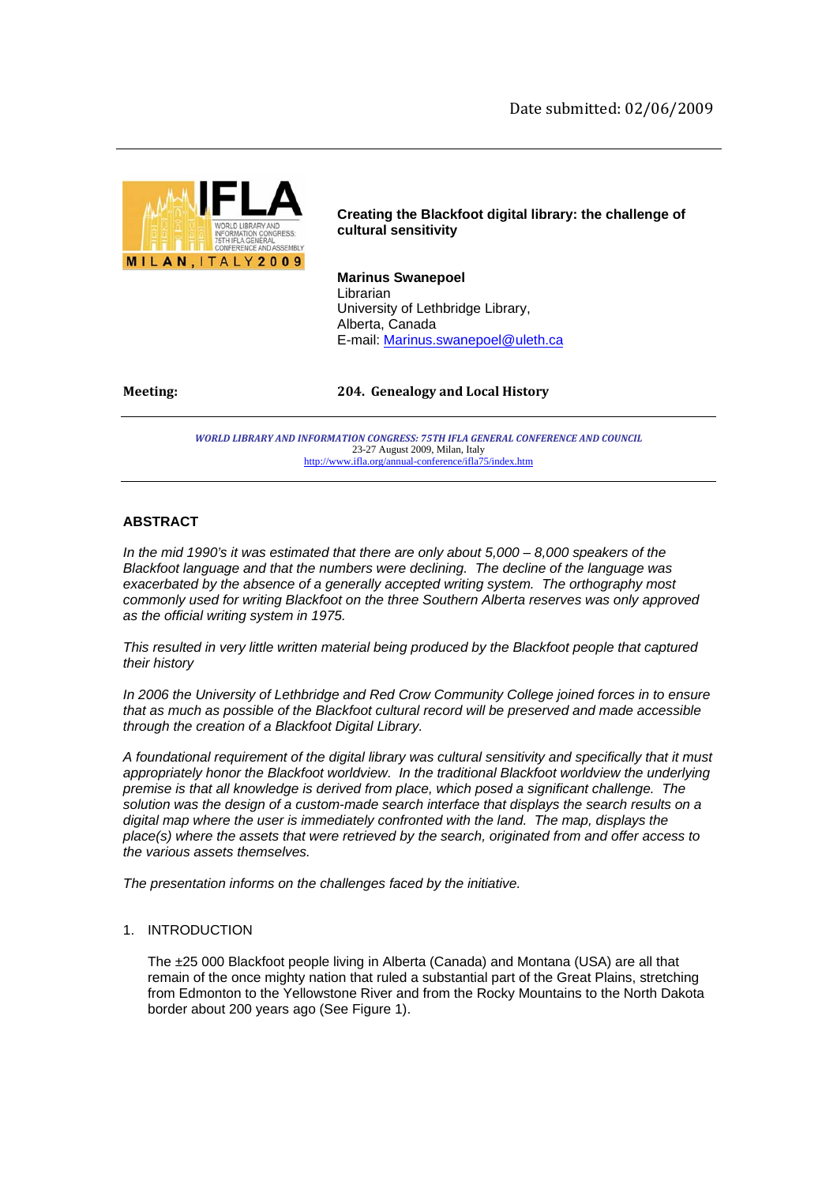Date submitted: 02/06/2009

**Creating the Blackfoot digital library: the challenge of cultural sensitivity**

**Marinus Swanepoel**
Librarian
University of Lethbridge Library,
Alberta, Canada
E-mail: Marinus.swanepoel@uleth.ca

**Meeting:** **204. Genealogy and Local History**

*WORLD LIBRARY AND INFORMATION CONGRESS: 75TH IFLA GENERAL CONFERENCE AND COUNCIL*
23-27 August 2009, Milan, Italy
http://www.ifla.org/annual-conference/ifla75/index.htm

## ABSTRACT

*In the mid 1990's it was estimated that there are only about 5,000 – 8,000 speakers of the Blackfoot language and that the numbers were declining. The decline of the language was exacerbated by the absence of a generally accepted writing system. The orthography most commonly used for writing Blackfoot on the three Southern Alberta reserves was only approved as the official writing system in 1975.*

*This resulted in very little written material being produced by the Blackfoot people that captured their history*

*In 2006 the University of Lethbridge and Red Crow Community College joined forces in to ensure that as much as possible of the Blackfoot cultural record will be preserved and made accessible through the creation of a Blackfoot Digital Library.*

*A foundational requirement of the digital library was cultural sensitivity and specifically that it must appropriately honor the Blackfoot worldview. In the traditional Blackfoot worldview the underlying premise is that all knowledge is derived from place, which posed a significant challenge. The solution was the design of a custom-made search interface that displays the search results on a digital map where the user is immediately confronted with the land. The map, displays the place(s) where the assets that were retrieved by the search, originated from and offer access to the various assets themselves.*

*The presentation informs on the challenges faced by the initiative.*

## 1. INTRODUCTION

The ±25 000 Blackfoot people living in Alberta (Canada) and Montana (USA) are all that remain of the once mighty nation that ruled a substantial part of the Great Plains, stretching from Edmonton to the Yellowstone River and from the Rocky Mountains to the North Dakota border about 200 years ago (See Figure 1).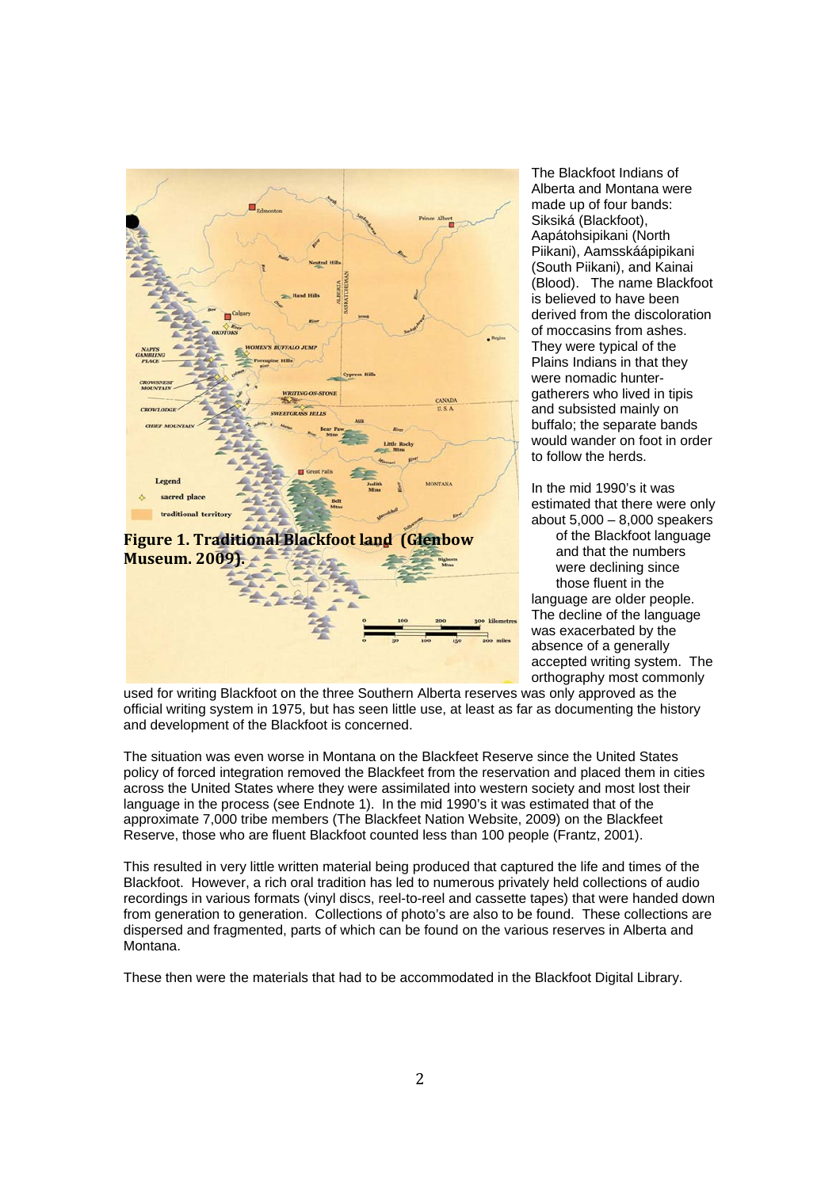**Figure 1. Traditional Blackfoot land (Glenbow Museum. 2009).**

The Blackfoot Indians of Alberta and Montana were made up of four bands: Siksiká (Blackfoot), Aapátohsipikani (North Piikani), Aamsskáápipikani (South Piikani), and Kainai (Blood). The name Blackfoot is believed to have been derived from the discoloration of moccasins from ashes. They were typical of the Plains Indians in that they were nomadic hunter-gatherers who lived in tipis and subsisted mainly on buffalo; the separate bands would wander on foot in order to follow the herds.

In the mid 1990's it was estimated that there were only about 5,000 – 8,000 speakers of the Blackfoot language and that the numbers were declining since those fluent in the language are older people. The decline of the language was exacerbated by the absence of a generally accepted writing system. The orthography most commonly used for writing Blackfoot on the three Southern Alberta reserves was only approved as the official writing system in 1975, but has seen little use, at least as far as documenting the history and development of the Blackfoot is concerned.

The situation was even worse in Montana on the Blackfeet Reserve since the United States policy of forced integration removed the Blackfeet from the reservation and placed them in cities across the United States where they were assimilated into western society and most lost their language in the process (see Endnote 1). In the mid 1990's it was estimated that of the approximate 7,000 tribe members (The Blackfeet Nation Website, 2009) on the Blackfeet Reserve, those who are fluent Blackfoot counted less than 100 people (Frantz, 2001).

This resulted in very little written material being produced that captured the life and times of the Blackfoot. However, a rich oral tradition has led to numerous privately held collections of audio recordings in various formats (vinyl discs, reel-to-reel and cassette tapes) that were handed down from generation to generation. Collections of photo's are also to be found. These collections are dispersed and fragmented, parts of which can be found on the various reserves in Alberta and Montana.

These then were the materials that had to be accommodated in the Blackfoot Digital Library.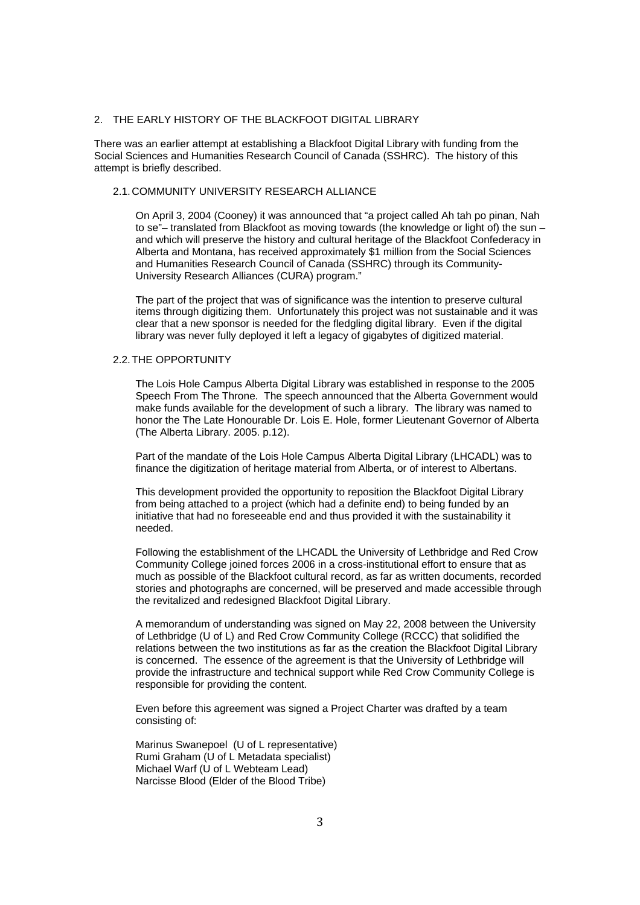## 2. THE EARLY HISTORY OF THE BLACKFOOT DIGITAL LIBRARY

There was an earlier attempt at establishing a Blackfoot Digital Library with funding from the Social Sciences and Humanities Research Council of Canada (SSHRC). The history of this attempt is briefly described.

### 2.1. COMMUNITY UNIVERSITY RESEARCH ALLIANCE

On April 3, 2004 (Cooney) it was announced that "a project called Ah tah po pinan, Nah to se"– translated from Blackfoot as moving towards (the knowledge or light of) the sun – and which will preserve the history and cultural heritage of the Blackfoot Confederacy in Alberta and Montana, has received approximately $1 million from the Social Sciences and Humanities Research Council of Canada (SSHRC) through its Community-University Research Alliances (CURA) program."

The part of the project that was of significance was the intention to preserve cultural items through digitizing them. Unfortunately this project was not sustainable and it was clear that a new sponsor is needed for the fledgling digital library. Even if the digital library was never fully deployed it left a legacy of gigabytes of digitized material.

### 2.2. THE OPPORTUNITY

The Lois Hole Campus Alberta Digital Library was established in response to the 2005 Speech From The Throne. The speech announced that the Alberta Government would make funds available for the development of such a library. The library was named to honor the The Late Honourable Dr. Lois E. Hole, former Lieutenant Governor of Alberta (The Alberta Library. 2005. p.12).

Part of the mandate of the Lois Hole Campus Alberta Digital Library (LHCADL) was to finance the digitization of heritage material from Alberta, or of interest to Albertans.

This development provided the opportunity to reposition the Blackfoot Digital Library from being attached to a project (which had a definite end) to being funded by an initiative that had no foreseeable end and thus provided it with the sustainability it needed.

Following the establishment of the LHCADL the University of Lethbridge and Red Crow Community College joined forces 2006 in a cross-institutional effort to ensure that as much as possible of the Blackfoot cultural record, as far as written documents, recorded stories and photographs are concerned, will be preserved and made accessible through the revitalized and redesigned Blackfoot Digital Library.

A memorandum of understanding was signed on May 22, 2008 between the University of Lethbridge (U of L) and Red Crow Community College (RCCC) that solidified the relations between the two institutions as far as the creation the Blackfoot Digital Library is concerned. The essence of the agreement is that the University of Lethbridge will provide the infrastructure and technical support while Red Crow Community College is responsible for providing the content.

Even before this agreement was signed a Project Charter was drafted by a team consisting of:

Marinus Swanepoel (U of L representative)  
Rumi Graham (U of L Metadata specialist)  
Michael Warf (U of L Webteam Lead)  
Narcisse Blood (Elder of the Blood Tribe)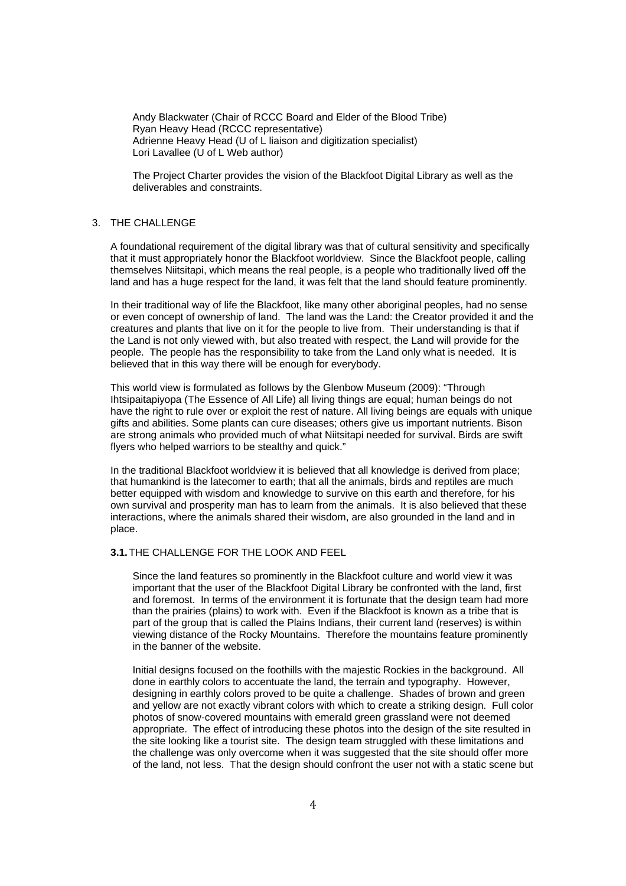Andy Blackwater (Chair of RCCC Board and Elder of the Blood Tribe)
Ryan Heavy Head (RCCC representative)
Adrienne Heavy Head (U of L liaison and digitization specialist)
Lori Lavallee (U of L Web author)

The Project Charter provides the vision of the Blackfoot Digital Library as well as the deliverables and constraints.

## 3. THE CHALLENGE

A foundational requirement of the digital library was that of cultural sensitivity and specifically that it must appropriately honor the Blackfoot worldview. Since the Blackfoot people, calling themselves Niitsitapi, which means the real people, is a people who traditionally lived off the land and has a huge respect for the land, it was felt that the land should feature prominently.

In their traditional way of life the Blackfoot, like many other aboriginal peoples, had no sense or even concept of ownership of land. The land was the Land: the Creator provided it and the creatures and plants that live on it for the people to live from. Their understanding is that if the Land is not only viewed with, but also treated with respect, the Land will provide for the people. The people has the responsibility to take from the Land only what is needed. It is believed that in this way there will be enough for everybody.

This world view is formulated as follows by the Glenbow Museum (2009): “Through Ihtsipaitapiyopa (The Essence of All Life) all living things are equal; human beings do not have the right to rule over or exploit the rest of nature. All living beings are equals with unique gifts and abilities. Some plants can cure diseases; others give us important nutrients. Bison are strong animals who provided much of what Niitsitapi needed for survival. Birds are swift flyers who helped warriors to be stealthy and quick.”

In the traditional Blackfoot worldview it is believed that all knowledge is derived from place; that humankind is the latecomer to earth; that all the animals, birds and reptiles are much better equipped with wisdom and knowledge to survive on this earth and therefore, for his own survival and prosperity man has to learn from the animals. It is also believed that these interactions, where the animals shared their wisdom, are also grounded in the land and in place.

### **3.1.** THE CHALLENGE FOR THE LOOK AND FEEL

Since the land features so prominently in the Blackfoot culture and world view it was important that the user of the Blackfoot Digital Library be confronted with the land, first and foremost. In terms of the environment it is fortunate that the design team had more than the prairies (plains) to work with. Even if the Blackfoot is known as a tribe that is part of the group that is called the Plains Indians, their current land (reserves) is within viewing distance of the Rocky Mountains. Therefore the mountains feature prominently in the banner of the website.

Initial designs focused on the foothills with the majestic Rockies in the background. All done in earthly colors to accentuate the land, the terrain and typography. However, designing in earthly colors proved to be quite a challenge. Shades of brown and green and yellow are not exactly vibrant colors with which to create a striking design. Full color photos of snow-covered mountains with emerald green grassland were not deemed appropriate. The effect of introducing these photos into the design of the site resulted in the site looking like a tourist site. The design team struggled with these limitations and the challenge was only overcome when it was suggested that the site should offer more of the land, not less. That the design should confront the user not with a static scene but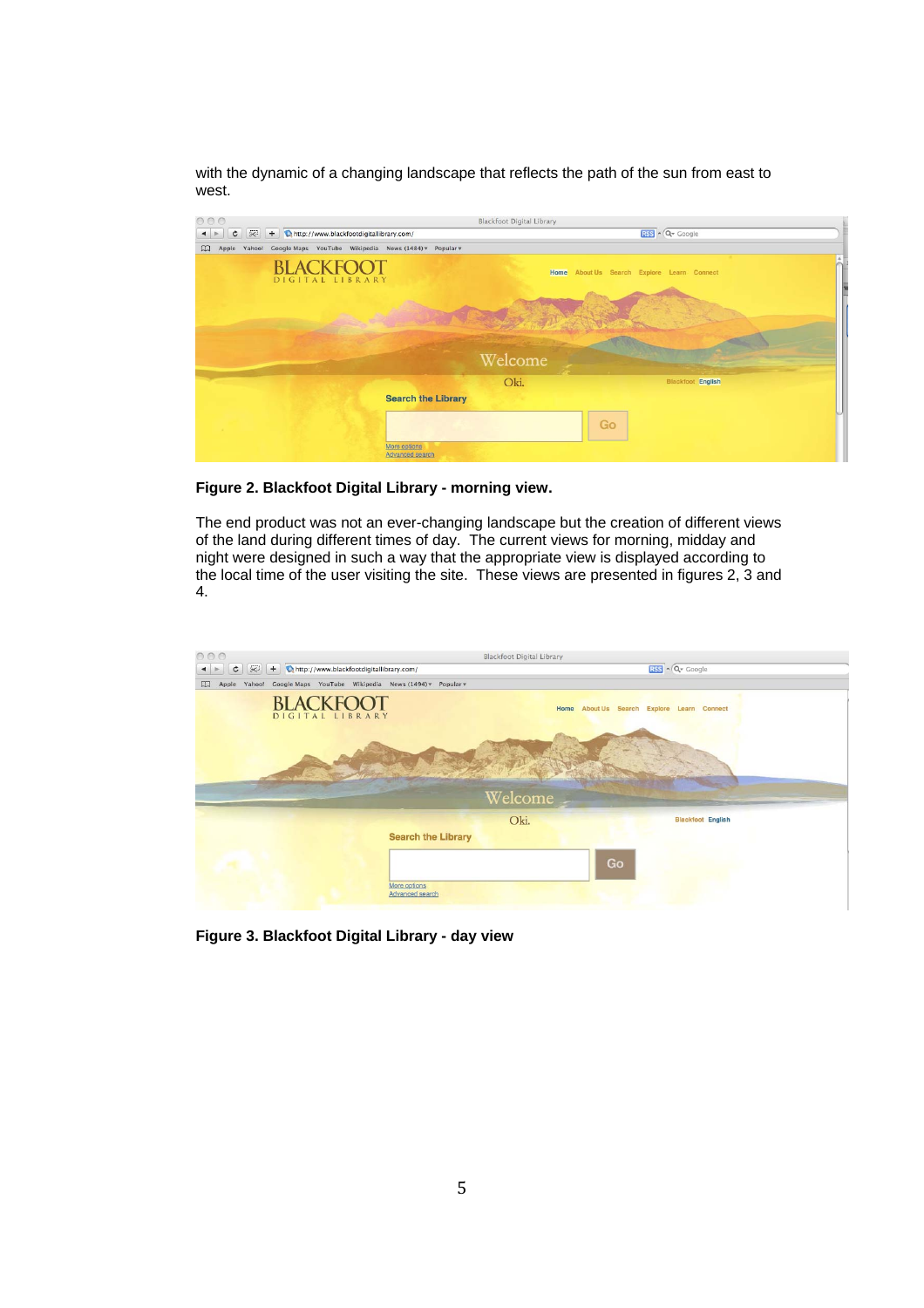with the dynamic of a changing landscape that reflects the path of the sun from east to west.

**Figure 2. Blackfoot Digital Library - morning view.**

The end product was not an ever-changing landscape but the creation of different views of the land during different times of day. The current views for morning, midday and night were designed in such a way that the appropriate view is displayed according to the local time of the user visiting the site. These views are presented in figures 2, 3 and 4.

**Figure 3. Blackfoot Digital Library - day view**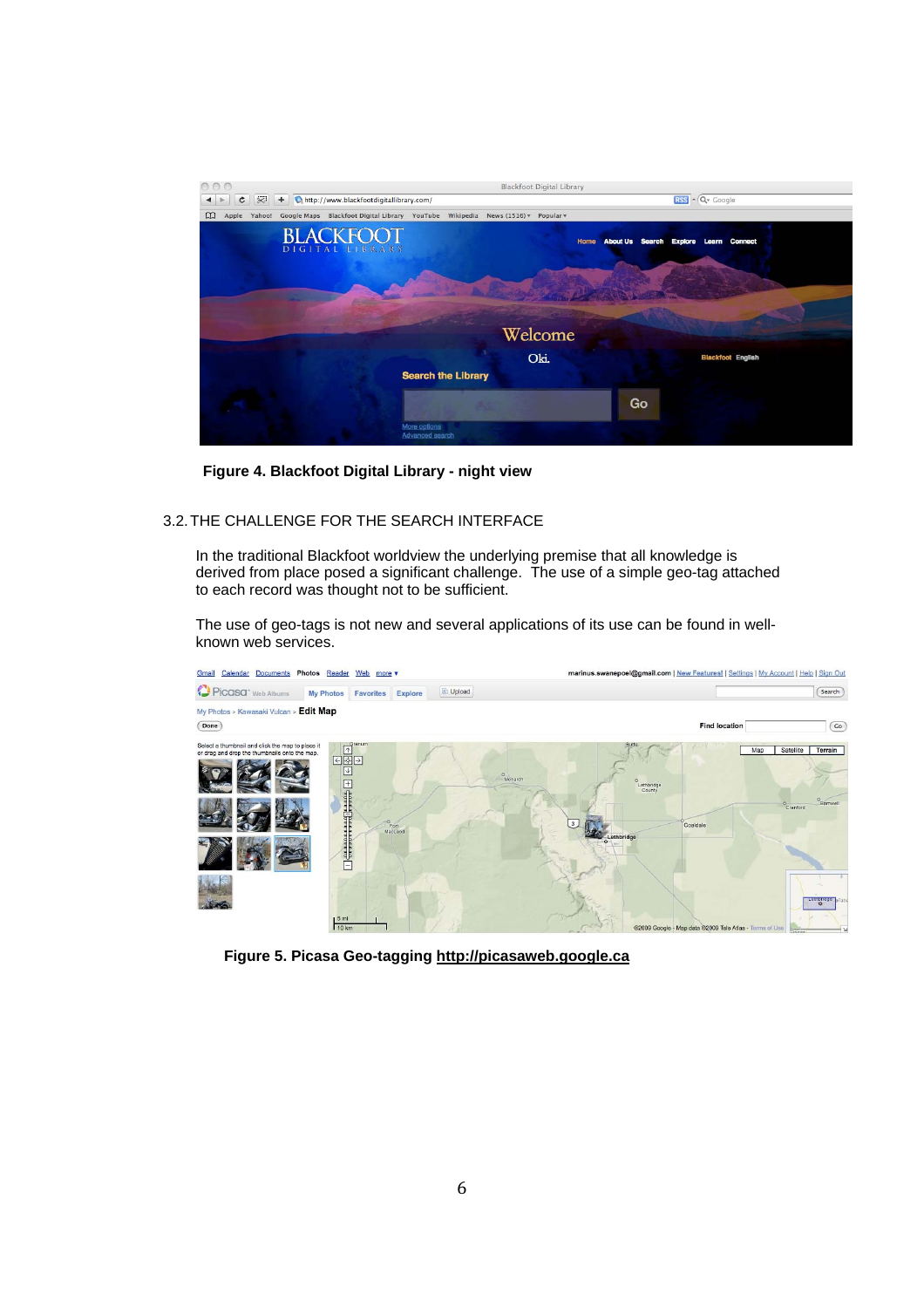**Figure 4. Blackfoot Digital Library - night view**

## 3.2. THE CHALLENGE FOR THE SEARCH INTERFACE

In the traditional Blackfoot worldview the underlying premise that all knowledge is derived from place posed a significant challenge. The use of a simple geo-tag attached to each record was thought not to be sufficient.

The use of geo-tags is not new and several applications of its use can be found in well-known web services.

**Figure 5. Picasa Geo-tagging http://picasaweb.google.ca**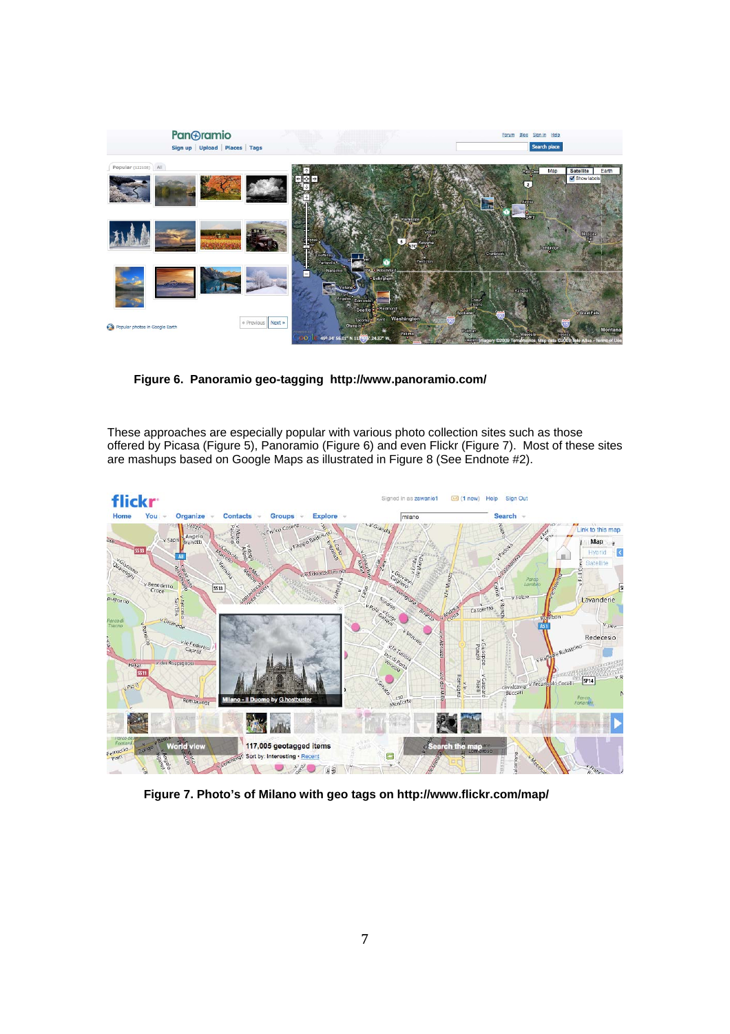**Figure 6. Panoramio geo-tagging http://www.panoramio.com/**

These approaches are especially popular with various photo collection sites such as those offered by Picasa (Figure 5), Panoramio (Figure 6) and even Flickr (Figure 7). Most of these sites are mashups based on Google Maps as illustrated in Figure 8 (See Endnote #2).

**Figure 7. Photo's of Milano with geo tags on http://www.flickr.com/map/**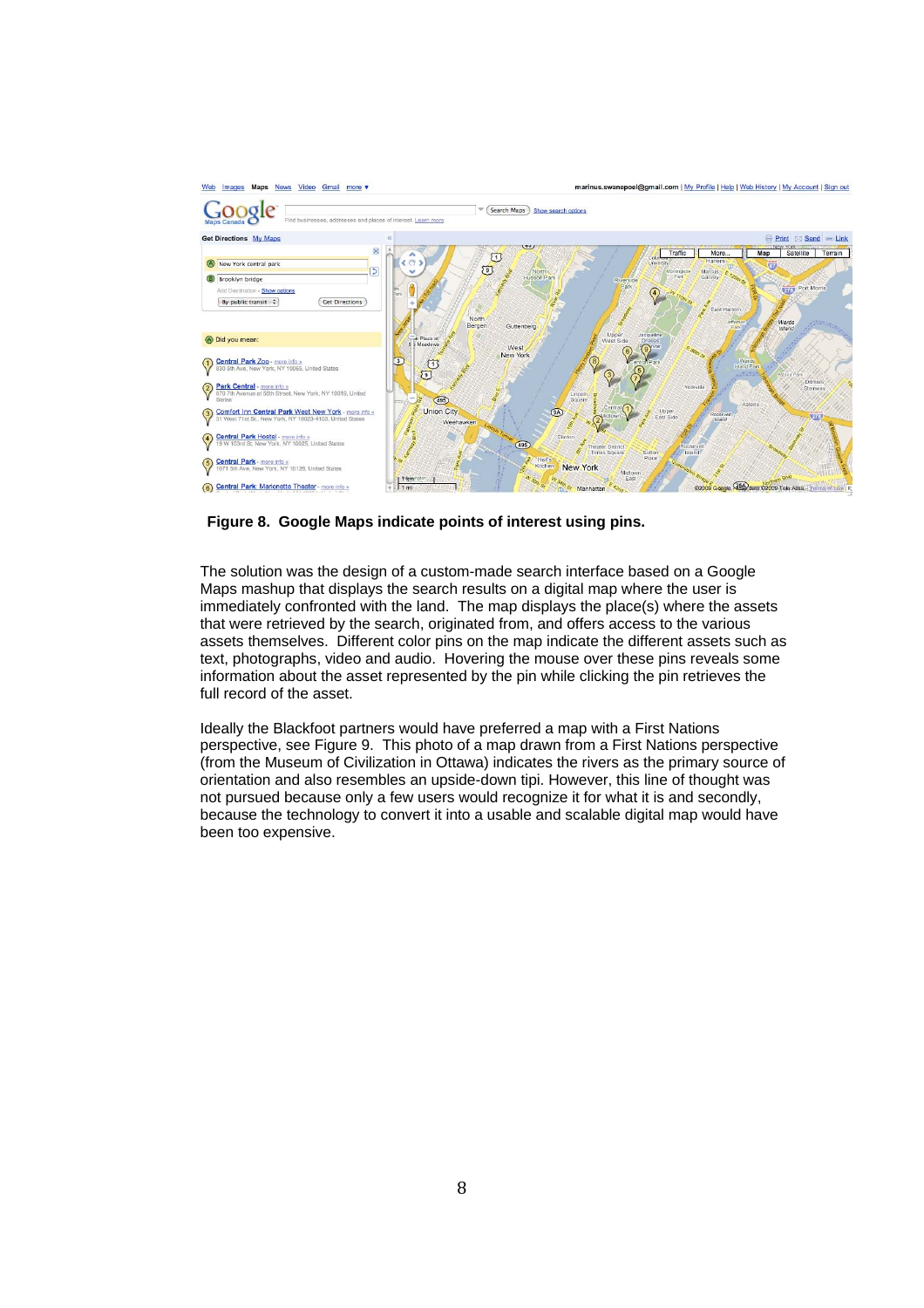**Figure 8. Google Maps indicate points of interest using pins.**

The solution was the design of a custom-made search interface based on a Google Maps mashup that displays the search results on a digital map where the user is immediately confronted with the land. The map displays the place(s) where the assets that were retrieved by the search, originated from, and offers access to the various assets themselves. Different color pins on the map indicate the different assets such as text, photographs, video and audio. Hovering the mouse over these pins reveals some information about the asset represented by the pin while clicking the pin retrieves the full record of the asset.

Ideally the Blackfoot partners would have preferred a map with a First Nations perspective, see Figure 9. This photo of a map drawn from a First Nations perspective (from the Museum of Civilization in Ottawa) indicates the rivers as the primary source of orientation and also resembles an upside-down tipi. However, this line of thought was not pursued because only a few users would recognize it for what it is and secondly, because the technology to convert it into a usable and scalable digital map would have been too expensive.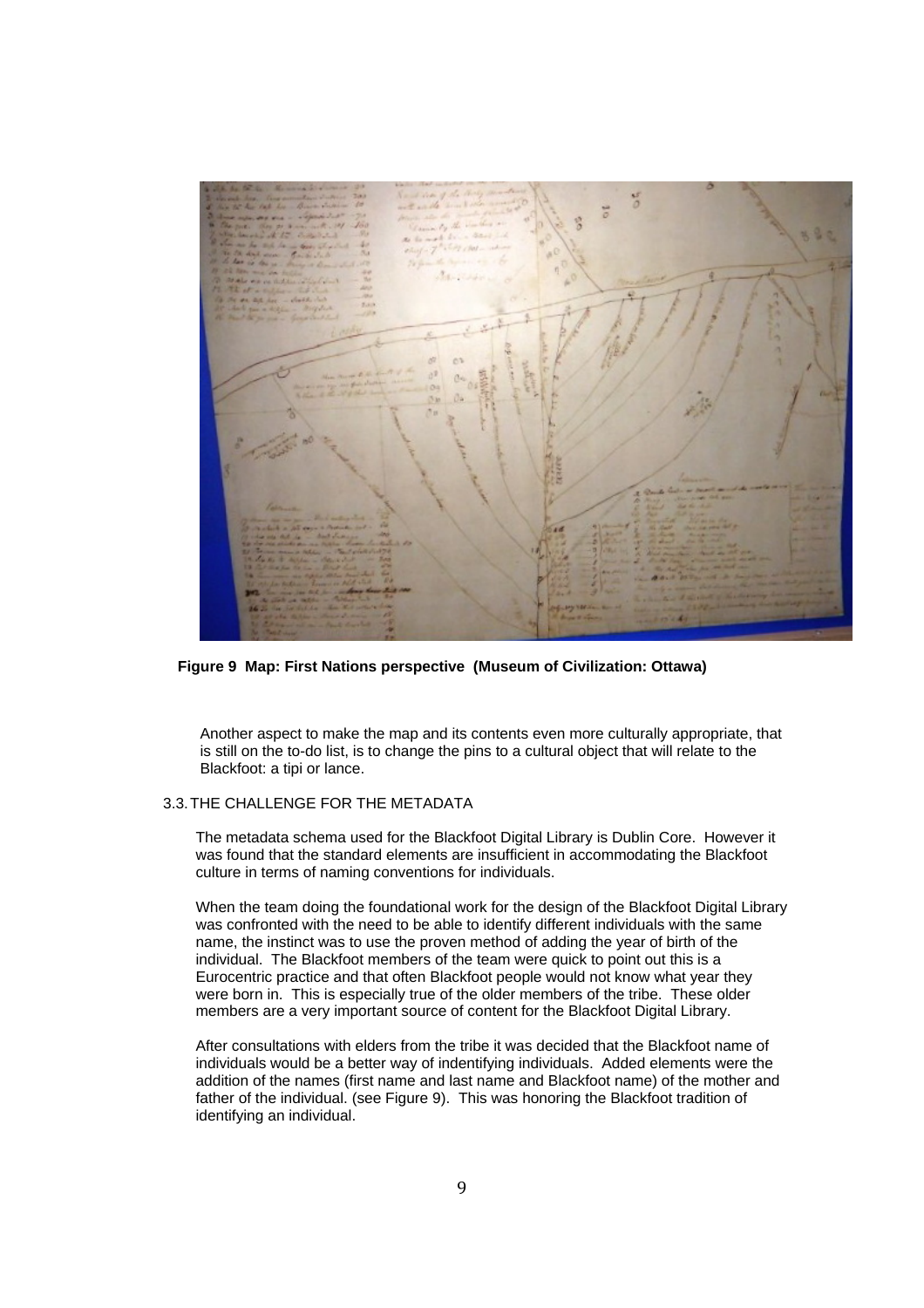**Figure 9 Map: First Nations perspective (Museum of Civilization: Ottawa)**

Another aspect to make the map and its contents even more culturally appropriate, that is still on the to-do list, is to change the pins to a cultural object that will relate to the Blackfoot: a tipi or lance.

### 3.3. THE CHALLENGE FOR THE METADATA

The metadata schema used for the Blackfoot Digital Library is Dublin Core. However it was found that the standard elements are insufficient in accommodating the Blackfoot culture in terms of naming conventions for individuals.

When the team doing the foundational work for the design of the Blackfoot Digital Library was confronted with the need to be able to identify different individuals with the same name, the instinct was to use the proven method of adding the year of birth of the individual. The Blackfoot members of the team were quick to point out this is a Eurocentric practice and that often Blackfoot people would not know what year they were born in. This is especially true of the older members of the tribe. These older members are a very important source of content for the Blackfoot Digital Library.

After consultations with elders from the tribe it was decided that the Blackfoot name of individuals would be a better way of indentifying individuals. Added elements were the addition of the names (first name and last name and Blackfoot name) of the mother and father of the individual. (see Figure 9). This was honoring the Blackfoot tradition of identifying an individual.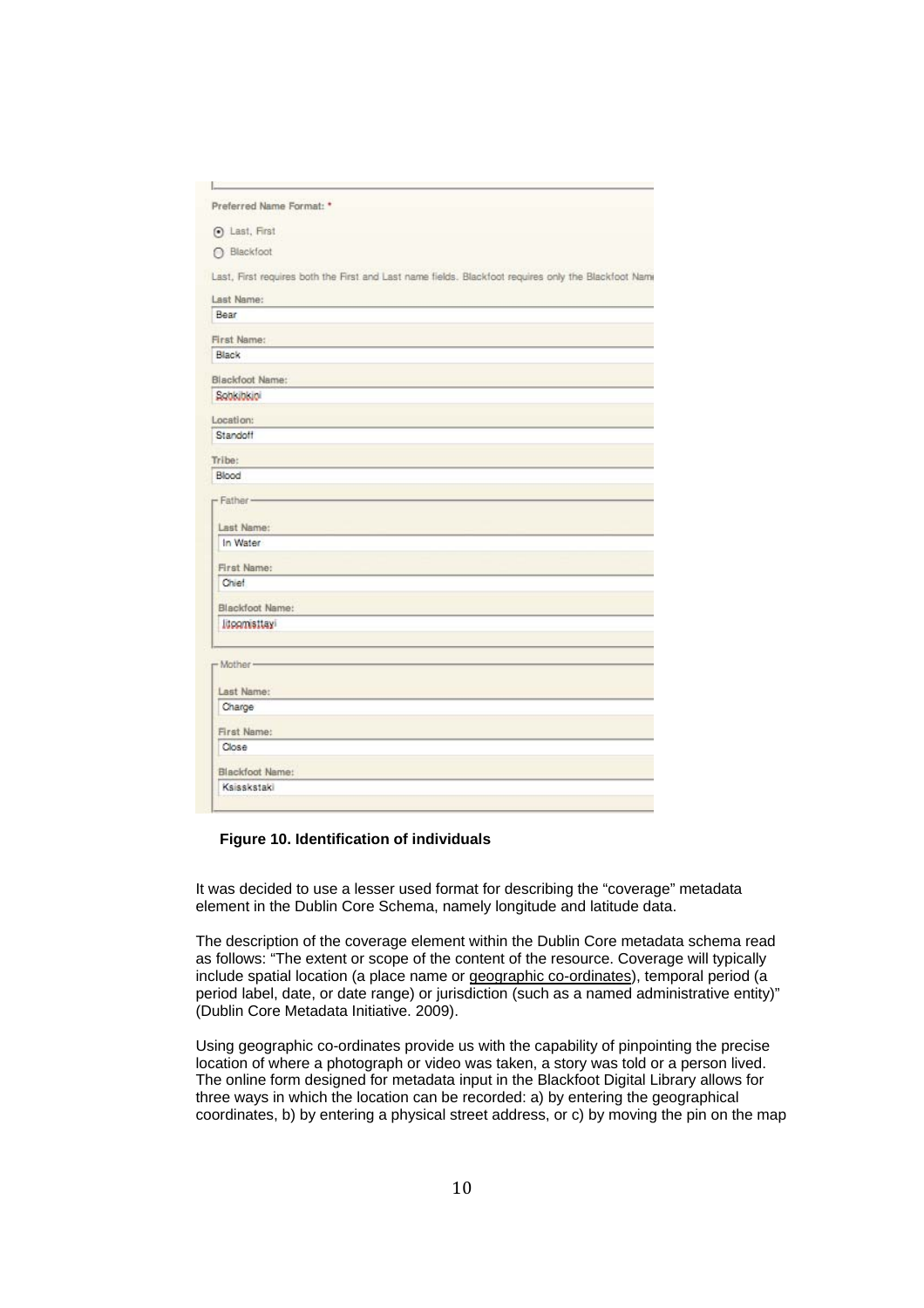Preferred Name Format: *

- (•) Last, First
- ( ) Blackfoot

Last, First requires both the First and Last name fields. Blackfoot requires only the Blackfoot Name

Last Name:
Bear

First Name:
Black

Blackfoot Name:
Sohkibkini

Location:
Standoff

Tribe:
Blood

Father

Last Name:
In Water

First Name:
Chief

Blackfoot Name:
Iitoomisttayi

Mother

Last Name:
Charge

First Name:
Close

Blackfoot Name:
Ksisskstaki

**Figure 10. Identification of individuals**

It was decided to use a lesser used format for describing the "coverage" metadata element in the Dublin Core Schema, namely longitude and latitude data.

The description of the coverage element within the Dublin Core metadata schema read as follows: "The extent or scope of the content of the resource. Coverage will typically include spatial location (a place name or geographic co-ordinates), temporal period (a period label, date, or date range) or jurisdiction (such as a named administrative entity)" (Dublin Core Metadata Initiative. 2009).

Using geographic co-ordinates provide us with the capability of pinpointing the precise location of where a photograph or video was taken, a story was told or a person lived. The online form designed for metadata input in the Blackfoot Digital Library allows for three ways in which the location can be recorded: a) by entering the geographical coordinates, b) by entering a physical street address, or c) by moving the pin on the map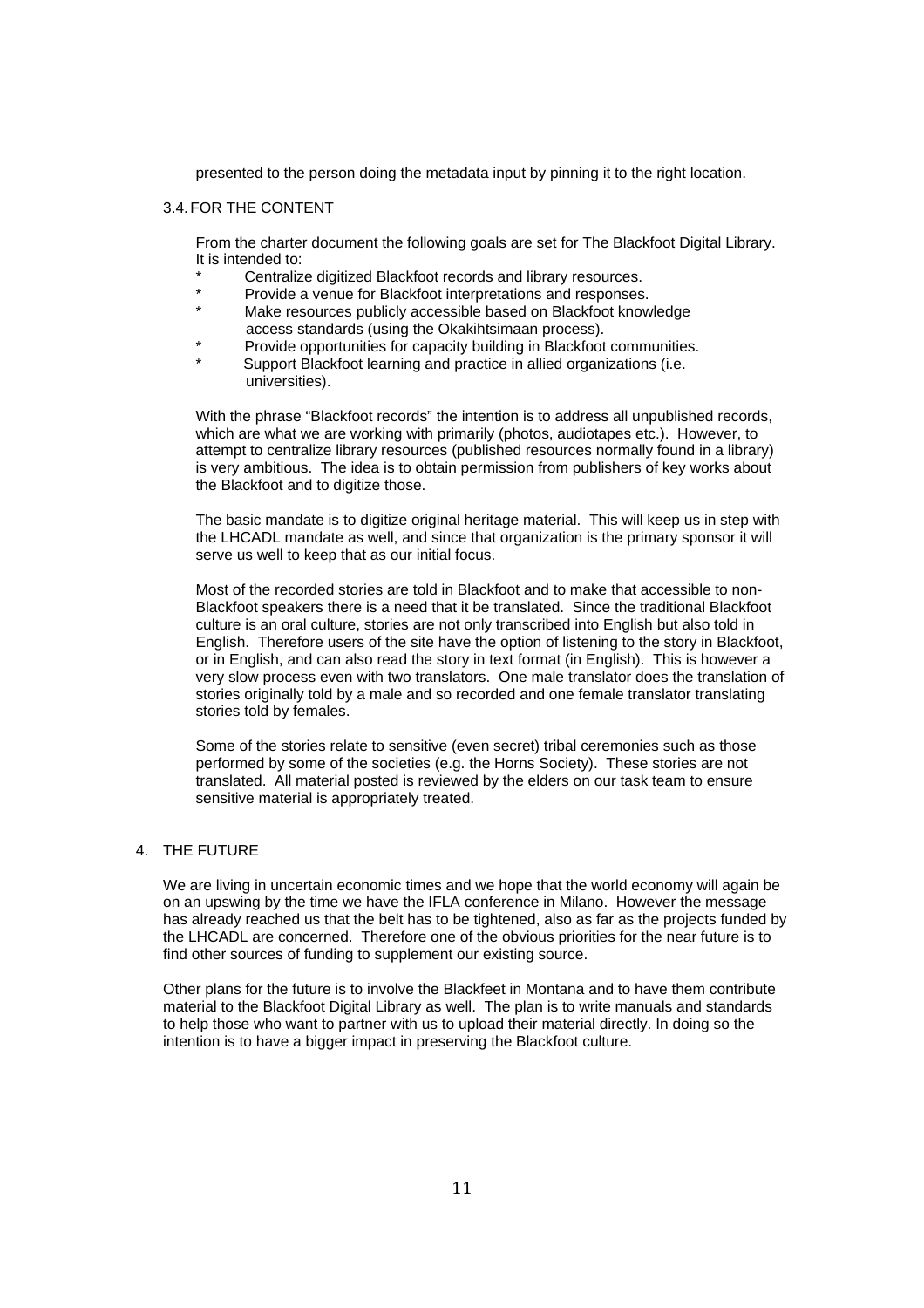presented to the person doing the metadata input by pinning it to the right location.

### 3.4. FOR THE CONTENT

From the charter document the following goals are set for The Blackfoot Digital Library. It is intended to:

* Centralize digitized Blackfoot records and library resources.
* Provide a venue for Blackfoot interpretations and responses.
* Make resources publicly accessible based on Blackfoot knowledge access standards (using the Okakihtsimaan process).
* Provide opportunities for capacity building in Blackfoot communities.
* Support Blackfoot learning and practice in allied organizations (i.e. universities).

With the phrase "Blackfoot records" the intention is to address all unpublished records, which are what we are working with primarily (photos, audiotapes etc.). However, to attempt to centralize library resources (published resources normally found in a library) is very ambitious. The idea is to obtain permission from publishers of key works about the Blackfoot and to digitize those.

The basic mandate is to digitize original heritage material. This will keep us in step with the LHCADL mandate as well, and since that organization is the primary sponsor it will serve us well to keep that as our initial focus.

Most of the recorded stories are told in Blackfoot and to make that accessible to non-Blackfoot speakers there is a need that it be translated. Since the traditional Blackfoot culture is an oral culture, stories are not only transcribed into English but also told in English. Therefore users of the site have the option of listening to the story in Blackfoot, or in English, and can also read the story in text format (in English). This is however a very slow process even with two translators. One male translator does the translation of stories originally told by a male and so recorded and one female translator translating stories told by females.

Some of the stories relate to sensitive (even secret) tribal ceremonies such as those performed by some of the societies (e.g. the Horns Society). These stories are not translated. All material posted is reviewed by the elders on our task team to ensure sensitive material is appropriately treated.

## 4. THE FUTURE

We are living in uncertain economic times and we hope that the world economy will again be on an upswing by the time we have the IFLA conference in Milano. However the message has already reached us that the belt has to be tightened, also as far as the projects funded by the LHCADL are concerned. Therefore one of the obvious priorities for the near future is to find other sources of funding to supplement our existing source.

Other plans for the future is to involve the Blackfeet in Montana and to have them contribute material to the Blackfoot Digital Library as well. The plan is to write manuals and standards to help those who want to partner with us to upload their material directly. In doing so the intention is to have a bigger impact in preserving the Blackfoot culture.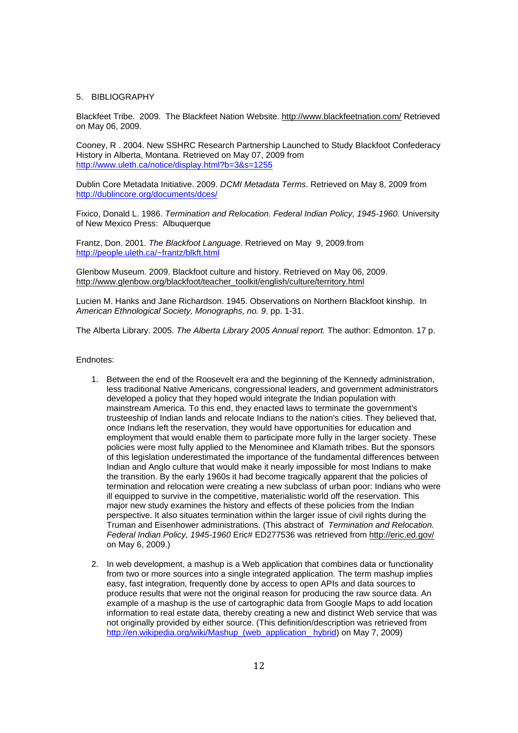## 5. BIBLIOGRAPHY

Blackfeet Tribe. 2009. The Blackfeet Nation Website. http://www.blackfeetnation.com/ Retrieved on May 06, 2009.

Cooney, R . 2004. New SSHRC Research Partnership Launched to Study Blackfoot Confederacy History in Alberta, Montana. Retrieved on May 07, 2009 from http://www.uleth.ca/notice/display.html?b=3&s=1255

Dublin Core Metadata Initiative. 2009. *DCMI Metadata Terms*. Retrieved on May 8, 2009 from http://dublincore.org/documents/dces/

Fixico, Donald L. 1986. *Termination and Relocation. Federal Indian Policy, 1945-1960.* University of New Mexico Press: Albuquerque

Frantz, Don. 2001. *The Blackfoot Language*. Retrieved on May 9, 2009.from http://people.uleth.ca/~frantz/blkft.html

Glenbow Museum. 2009. Blackfoot culture and history. Retrieved on May 06, 2009. http://www.glenbow.org/blackfoot/teacher_toolkit/english/culture/territory.html

Lucien M. Hanks and Jane Richardson. 1945. Observations on Northern Blackfoot kinship. In *American Ethnological Society, Monographs, no. 9*. pp. 1-31.

The Alberta Library. 2005. *The Alberta Library 2005 Annual report.* The author: Edmonton. 17 p.

Endnotes:

1. Between the end of the Roosevelt era and the beginning of the Kennedy administration, less traditional Native Americans, congressional leaders, and government administrators developed a policy that they hoped would integrate the Indian population with mainstream America. To this end, they enacted laws to terminate the government's trusteeship of Indian lands and relocate Indians to the nation's cities. They believed that, once Indians left the reservation, they would have opportunities for education and employment that would enable them to participate more fully in the larger society. These policies were most fully applied to the Menominee and Klamath tribes. But the sponsors of this legislation underestimated the importance of the fundamental differences between Indian and Anglo culture that would make it nearly impossible for most Indians to make the transition. By the early 1960s it had become tragically apparent that the policies of termination and relocation were creating a new subclass of urban poor: Indians who were ill equipped to survive in the competitive, materialistic world off the reservation. This major new study examines the history and effects of these policies from the Indian perspective. It also situates termination within the larger issue of civil rights during the Truman and Eisenhower administrations. (This abstract of *Termination and Relocation. Federal Indian Policy, 1945-1960* Eric# ED277536 was retrieved from http://eric.ed.gov/ on May 6, 2009.)

2. In web development, a mashup is a Web application that combines data or functionality from two or more sources into a single integrated application. The term mashup implies easy, fast integration, frequently done by access to open APIs and data sources to produce results that were not the original reason for producing the raw source data. An example of a mashup is the use of cartographic data from Google Maps to add location information to real estate data, thereby creating a new and distinct Web service that was not originally provided by either source. (This definition/description was retrieved from http://en.wikipedia.org/wiki/Mashup_(web_application_ hybrid) on May 7, 2009)